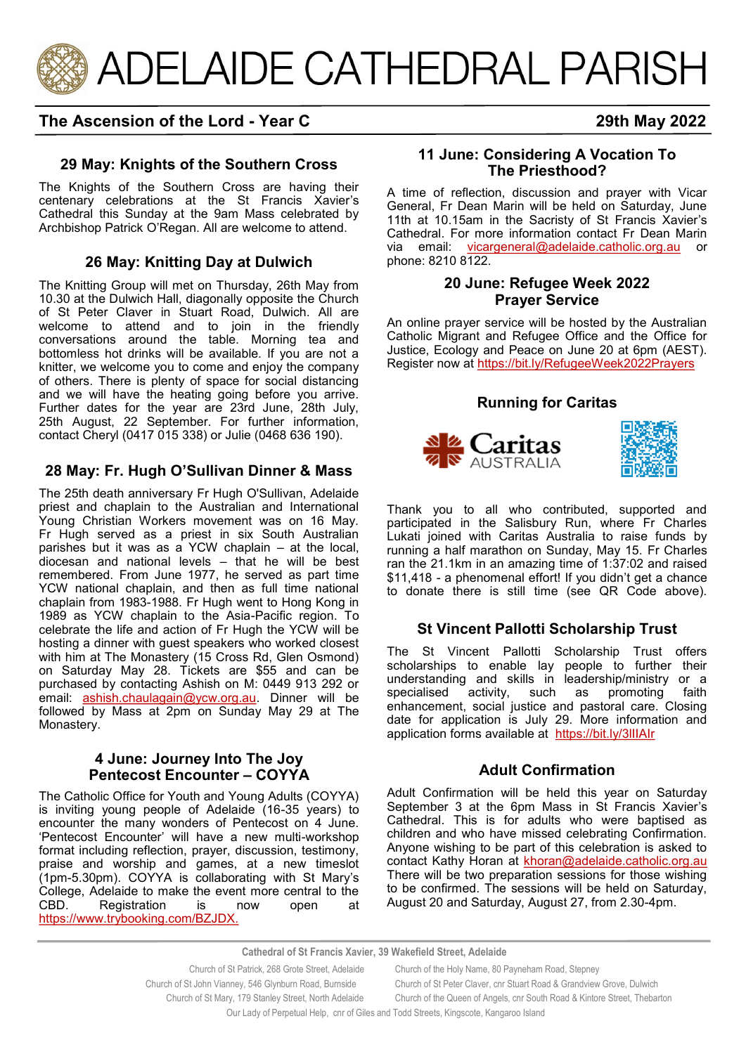# ADELAIDE CATHEDRAL PARISH

**The Ascension of the Lord - Year C** **29th May 2022**

## 29 May: Knights of the Southern Cross

The Knights of the Southern Cross are having their centenary celebrations at the St Francis Xavier's Cathedral this Sunday at the 9am Mass celebrated by Archbishop Patrick O'Regan. All are welcome to attend.

## 26 May: Knitting Day at Dulwich

The Knitting Group will met on Thursday, 26th May from 10.30 at the Dulwich Hall, diagonally opposite the Church of St Peter Claver in Stuart Road, Dulwich. All are welcome to attend and to join in the friendly conversations around the table. Morning tea and bottomless hot drinks will be available. If you are not a knitter, we welcome you to come and enjoy the company of others. There is plenty of space for social distancing and we will have the heating going before you arrive. Further dates for the year are 23rd June, 28th July, 25th August, 22 September. For further information, contact Cheryl (0417 015 338) or Julie (0468 636 190).

## 28 May: Fr. Hugh O'Sullivan Dinner & Mass

The 25th death anniversary Fr Hugh O'Sullivan, Adelaide priest and chaplain to the Australian and International Young Christian Workers movement was on 16 May. Fr Hugh served as a priest in six South Australian parishes but it was as a YCW chaplain – at the local, diocesan and national levels – that he will be best remembered. From June 1977, he served as part time YCW national chaplain, and then as full time national chaplain from 1983-1988. Fr Hugh went to Hong Kong in 1989 as YCW chaplain to the Asia-Pacific region. To celebrate the life and action of Fr Hugh the YCW will be hosting a dinner with guest speakers who worked closest with him at The Monastery (15 Cross Rd, Glen Osmond) on Saturday May 28. Tickets are $55 and can be purchased by contacting Ashish on M: 0449 913 292 or email: ashish.chaulagain@ycw.org.au. Dinner will be followed by Mass at 2pm on Sunday May 29 at The Monastery.

## 4 June: Journey Into The Joy Pentecost Encounter – COYYA

The Catholic Office for Youth and Young Adults (COYYA) is inviting young people of Adelaide (16-35 years) to encounter the many wonders of Pentecost on 4 June. 'Pentecost Encounter' will have a new multi-workshop format including reflection, prayer, discussion, testimony, praise and worship and games, at a new timeslot (1pm-5.30pm). COYYA is collaborating with St Mary's College, Adelaide to make the event more central to the CBD. Registration is now open at https://www.trybooking.com/BZJDX.

## 11 June: Considering A Vocation To The Priesthood?

A time of reflection, discussion and prayer with Vicar General, Fr Dean Marin will be held on Saturday, June 11th at 10.15am in the Sacristy of St Francis Xavier's Cathedral. For more information contact Fr Dean Marin via email: vicargeneral@adelaide.catholic.org.au or phone: 8210 8122.

## 20 June: Refugee Week 2022 Prayer Service

An online prayer service will be hosted by the Australian Catholic Migrant and Refugee Office and the Office for Justice, Ecology and Peace on June 20 at 6pm (AEST). Register now at https://bit.ly/RefugeeWeek2022Prayers

## Running for Caritas

Caritas AUSTRALIA

Thank you to all who contributed, supported and participated in the Salisbury Run, where Fr Charles Lukati joined with Caritas Australia to raise funds by running a half marathon on Sunday, May 15. Fr Charles ran the 21.1km in an amazing time of 1:37:02 and raised $11,418 - a phenomenal effort! If you didn't get a chance to donate there is still time (see QR Code above).

## St Vincent Pallotti Scholarship Trust

The St Vincent Pallotti Scholarship Trust offers scholarships to enable lay people to further their understanding and skills in leadership/ministry or a specialised activity, such as promoting faith enhancement, social justice and pastoral care. Closing date for application is July 29. More information and application forms available at https://bit.ly/3lIIAIr

## Adult Confirmation

Adult Confirmation will be held this year on Saturday September 3 at the 6pm Mass in St Francis Xavier's Cathedral. This is for adults who were baptised as children and who have missed celebrating Confirmation. Anyone wishing to be part of this celebration is asked to contact Kathy Horan at khoran@adelaide.catholic.org.au There will be two preparation sessions for those wishing to be confirmed. The sessions will be held on Saturday, August 20 and Saturday, August 27, from 2.30-4pm.

**Cathedral of St Francis Xavier, 39 Wakefield Street, Adelaide**

Church of St Patrick, 268 Grote Street, Adelaide
Church of the Holy Name, 80 Payneham Road, Stepney
Church of St John Vianney, 546 Glynburn Road, Burnside
Church of St Peter Claver, cnr Stuart Road & Grandview Grove, Dulwich
Church of St Mary, 179 Stanley Street, North Adelaide
Church of the Queen of Angels, cnr South Road & Kintore Street, Thebarton
Our Lady of Perpetual Help, cnr of Giles and Todd Streets, Kingscote, Kangaroo Island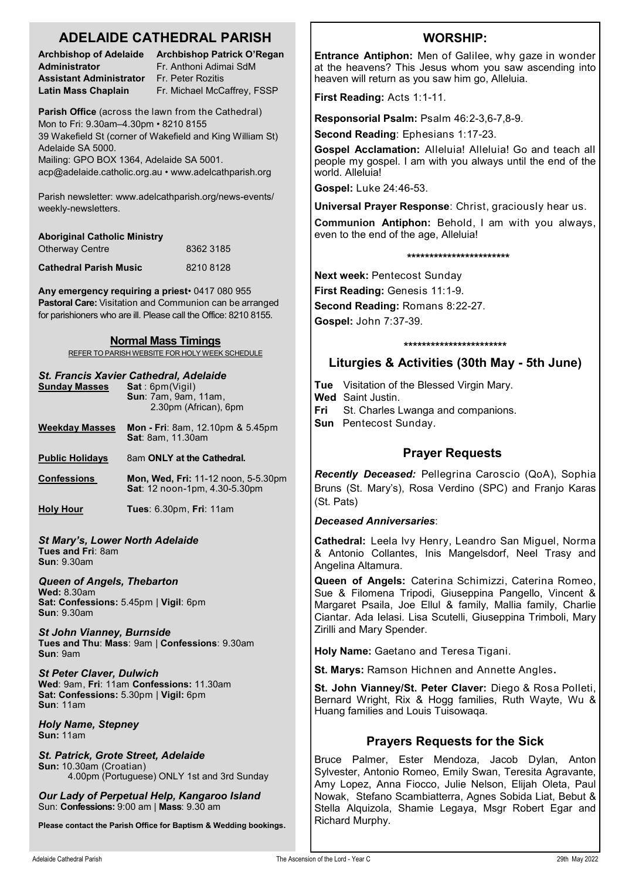# ADELAIDE CATHEDRAL PARISH

| | |
|---|---|
| **Archbishop of Adelaide** | **Archbishop Patrick O'Regan** |
| **Administrator** | Fr. Anthoni Adimai SdM |
| **Assistant Administrator** | Fr. Peter Rozitis |
| **Latin Mass Chaplain** | Fr. Michael McCaffrey, FSSP |

**Parish Office** (across the lawn from the Cathedral)
Mon to Fri: 9.30am–4.30pm • 8210 8155
39 Wakefield St (corner of Wakefield and King William St)
Adelaide SA 5000.
Mailing: GPO BOX 1364, Adelaide SA 5001.
acp@adelaide.catholic.org.au • www.adelcathparish.org

Parish newsletter: www.adelcathparish.org/news-events/weekly-newsletters.

**Aboriginal Catholic Ministry**
Otherway Centre 8362 3185

**Cathedral Parish Music** 8210 8128

**Any emergency requiring a priest**• 0417 080 955
**Pastoral Care:** Visitation and Communion can be arranged for parishioners who are ill. Please call the Office: 8210 8155.

## Normal Mass Timings

REFER TO PARISH WEBSITE FOR HOLY WEEK SCHEDULE

### *St. Francis Xavier Cathedral, Adelaide*

**Sunday Masses** — **Sat** : 6pm(Vigil)
**Sun**: 7am, 9am, 11am, 2.30pm (African), 6pm

**Weekday Masses** — **Mon - Fri**: 8am, 12.10pm & 5.45pm
**Sat**: 8am, 11.30am

**Public Holidays** — 8am **ONLY at the Cathedral.**

**Confessions** — **Mon, Wed, Fri:** 11-12 noon, 5-5.30pm
**Sat**: 12 noon-1pm, 4.30-5.30pm

**Holy Hour** — **Tues**: 6.30pm, **Fri**: 11am

### *St Mary's, Lower North Adelaide*
**Tues and Fri**: 8am
**Sun**: 9.30am

### *Queen of Angels, Thebarton*
**Wed:** 8.30am
**Sat: Confessions:** 5.45pm | **Vigil**: 6pm
**Sun**: 9.30am

### *St John Vianney, Burnside*
**Tues and Thu**: **Mass**: 9am | **Confessions**: 9.30am
**Sun**: 9am

### *St Peter Claver, Dulwich*
**Wed**: 9am, **Fri**: 11am **Confessions:** 11.30am
**Sat: Confessions:** 5.30pm | **Vigil:** 6pm
**Sun**: 11am

### *Holy Name, Stepney*
**Sun:** 11am

### *St. Patrick, Grote Street, Adelaide*
**Sun:** 10.30am (Croatian)
4.00pm (Portuguese) ONLY 1st and 3rd Sunday

### *Our Lady of Perpetual Help, Kangaroo Island*
Sun: **Confessions:** 9:00 am | **Mass**: 9.30 am

**Please contact the Parish Office for Baptism & Wedding bookings.**

## WORSHIP:

**Entrance Antiphon:** Men of Galilee, why gaze in wonder at the heavens? This Jesus whom you saw ascending into heaven will return as you saw him go, Alleluia.

**First Reading:** Acts 1:1-11.

**Responsorial Psalm:** Psalm 46:2-3,6-7,8-9.

**Second Reading**: Ephesians 1:17-23.

**Gospel Acclamation:** Alleluia! Alleluia! Go and teach all people my gospel. I am with you always until the end of the world. Alleluia!

**Gospel:** Luke 24:46-53.

**Universal Prayer Response**: Christ, graciously hear us.

**Communion Antiphon:** Behold, I am with you always, even to the end of the age, Alleluia!

***********************

**Next week:** Pentecost Sunday
**First Reading:** Genesis 11:1-9.
**Second Reading:** Romans 8:22-27.
**Gospel:** John 7:37-39.

***********************

## Liturgies & Activities (30th May - 5th June)

**Tue** Visitation of the Blessed Virgin Mary.
**Wed** Saint Justin.
**Fri** St. Charles Lwanga and companions.
**Sun** Pentecost Sunday.

## Prayer Requests

***Recently Deceased:*** Pellegrina Caroscio (QoA), Sophia Bruns (St. Mary's), Rosa Verdino (SPC) and Franjo Karas (St. Pats)

***Deceased Anniversaries***:

**Cathedral:** Leela Ivy Henry, Leandro San Miguel, Norma & Antonio Collantes, Inis Mangelsdorf, Neel Trasy and Angelina Altamura.

**Queen of Angels:** Caterina Schimizzi, Caterina Romeo, Sue & Filomena Tripodi, Giuseppina Pangello, Vincent & Margaret Psaila, Joe Ellul & family, Mallia family, Charlie Ciantar. Ada Ielasi. Lisa Scutelli, Giuseppina Trimboli, Mary Zirilli and Mary Spender.

**Holy Name:** Gaetano and Teresa Tigani.

**St. Marys:** Ramson Hichnen and Annette Angles**.**

**St. John Vianney/St. Peter Claver:** Diego & Rosa Polleti, Bernard Wright, Rix & Hogg families, Ruth Wayte, Wu & Huang families and Louis Tuisowaqa.

## Prayers Requests for the Sick

Bruce Palmer, Ester Mendoza, Jacob Dylan, Anton Sylvester, Antonio Romeo, Emily Swan, Teresita Agravante, Amy Lopez, Anna Fiocco, Julie Nelson, Elijah Oleta, Paul Nowak, Stefano Scambiatterra, Agnes Sobida Liat, Bebut & Stella Alquizola, Shamie Legaya, Msgr Robert Egar and Richard Murphy.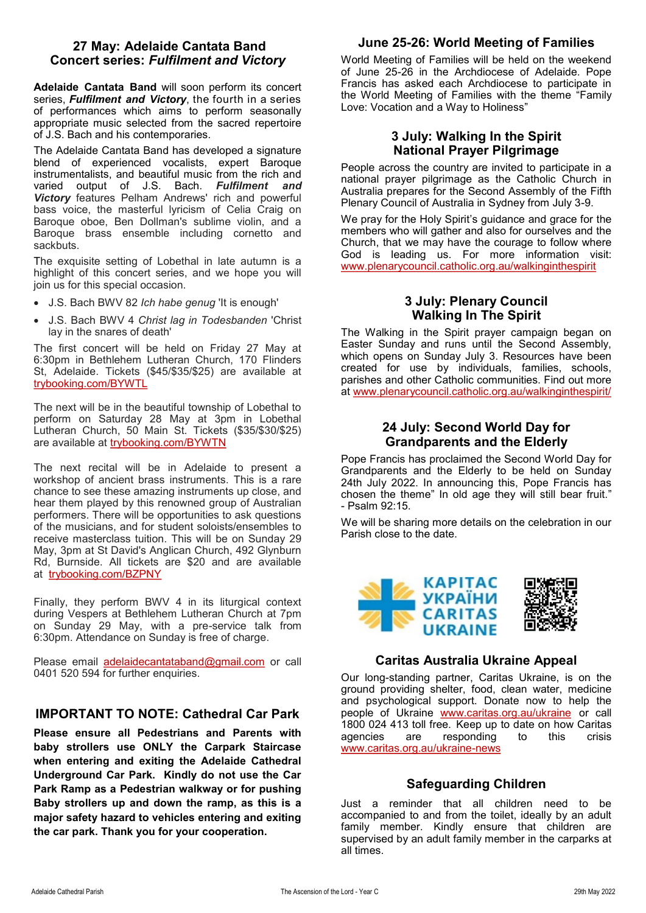## 27 May: Adelaide Cantata Band Concert series: *Fulfilment and Victory*

**Adelaide Cantata Band** will soon perform its concert series, ***Fulfilment and Victory***, the fourth in a series of performances which aims to perform seasonally appropriate music selected from the sacred repertoire of J.S. Bach and his contemporaries.

The Adelaide Cantata Band has developed a signature blend of experienced vocalists, expert Baroque instrumentalists, and beautiful music from the rich and varied output of J.S. Bach. ***Fulfilment and Victory*** features Pelham Andrews' rich and powerful bass voice, the masterful lyricism of Celia Craig on Baroque oboe, Ben Dollman's sublime violin, and a Baroque brass ensemble including cornetto and sackbuts.

The exquisite setting of Lobethal in late autumn is a highlight of this concert series, and we hope you will join us for this special occasion.

- J.S. Bach BWV 82 *Ich habe genug* 'It is enough'
- J.S. Bach BWV 4 *Christ lag in Todesbanden* 'Christ lay in the snares of death'

The first concert will be held on Friday 27 May at 6:30pm in Bethlehem Lutheran Church, 170 Flinders St, Adelaide. Tickets ($45/$35/$25) are available at trybooking.com/BYWTL

The next will be in the beautiful township of Lobethal to perform on Saturday 28 May at 3pm in Lobethal Lutheran Church, 50 Main St. Tickets ($35/$30/$25) are available at trybooking.com/BYWTN

The next recital will be in Adelaide to present a workshop of ancient brass instruments. This is a rare chance to see these amazing instruments up close, and hear them played by this renowned group of Australian performers. There will be opportunities to ask questions of the musicians, and for student soloists/ensembles to receive masterclass tuition. This will be on Sunday 29 May, 3pm at St David's Anglican Church, 492 Glynburn Rd, Burnside. All tickets are $20 and are available at trybooking.com/BZPNY

Finally, they perform BWV 4 in its liturgical context during Vespers at Bethlehem Lutheran Church at 7pm on Sunday 29 May, with a pre-service talk from 6:30pm. Attendance on Sunday is free of charge.

Please email adelaidecantataband@gmail.com or call 0401 520 594 for further enquiries.

## IMPORTANT TO NOTE: Cathedral Car Park

**Please ensure all Pedestrians and Parents with baby strollers use ONLY the Carpark Staircase when entering and exiting the Adelaide Cathedral Underground Car Park. Kindly do not use the Car Park Ramp as a Pedestrian walkway or for pushing Baby strollers up and down the ramp, as this is a major safety hazard to vehicles entering and exiting the car park. Thank you for your cooperation.**

## June 25-26: World Meeting of Families

World Meeting of Families will be held on the weekend of June 25-26 in the Archdiocese of Adelaide. Pope Francis has asked each Archdiocese to participate in the World Meeting of Families with the theme "Family Love: Vocation and a Way to Holiness"

## 3 July: Walking In the Spirit National Prayer Pilgrimage

People across the country are invited to participate in a national prayer pilgrimage as the Catholic Church in Australia prepares for the Second Assembly of the Fifth Plenary Council of Australia in Sydney from July 3-9.

We pray for the Holy Spirit's guidance and grace for the members who will gather and also for ourselves and the Church, that we may have the courage to follow where God is leading us. For more information visit: www.plenarycouncil.catholic.org.au/walkinginthespirit

## 3 July: Plenary Council Walking In The Spirit

The Walking in the Spirit prayer campaign began on Easter Sunday and runs until the Second Assembly, which opens on Sunday July 3. Resources have been created for use by individuals, families, schools, parishes and other Catholic communities. Find out more at www.plenarycouncil.catholic.org.au/walkinginthespirit/

## 24 July: Second World Day for Grandparents and the Elderly

Pope Francis has proclaimed the Second World Day for Grandparents and the Elderly to be held on Sunday 24th July 2022. In announcing this, Pope Francis has chosen the theme" In old age they will still bear fruit." - Psalm 92:15.

We will be sharing more details on the celebration in our Parish close to the date.

КАРІТАС УКРАЇНИ CARITAS UKRAINE

## Caritas Australia Ukraine Appeal

Our long-standing partner, Caritas Ukraine, is on the ground providing shelter, food, clean water, medicine and psychological support. Donate now to help the people of Ukraine www.caritas.org.au/ukraine or call 1800 024 413 toll free. Keep up to date on how Caritas agencies are responding to this crisis www.caritas.org.au/ukraine-news

## Safeguarding Children

Just a reminder that all children need to be accompanied to and from the toilet, ideally by an adult family member. Kindly ensure that children are supervised by an adult family member in the carparks at all times.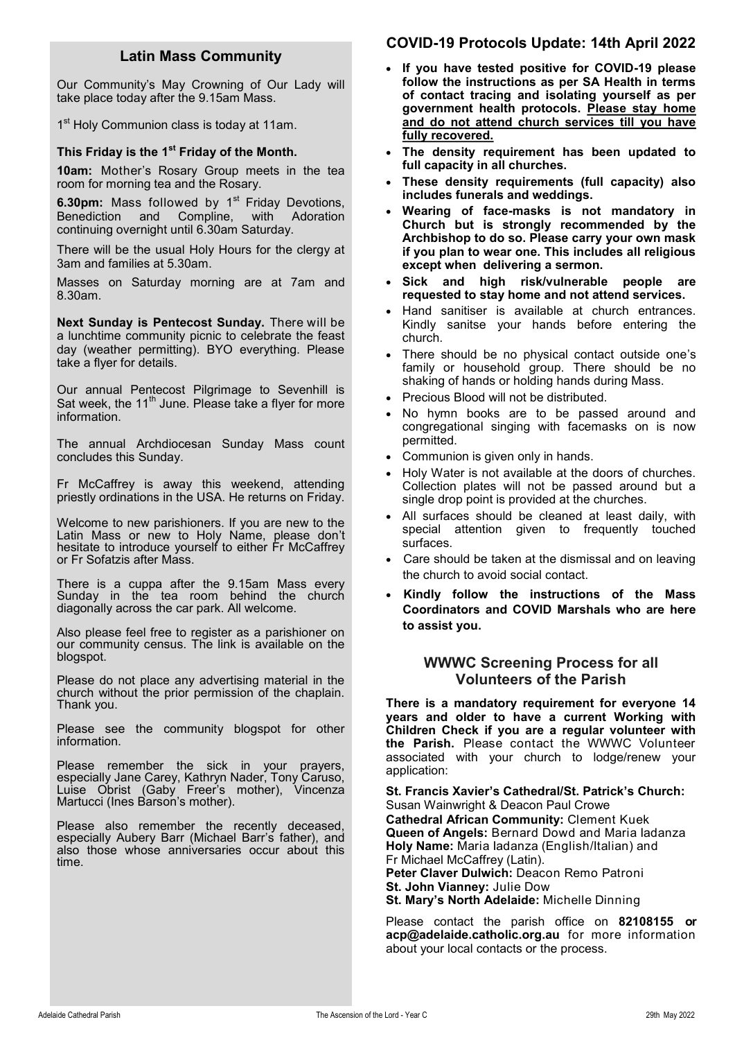## Latin Mass Community

Our Community's May Crowning of Our Lady will take place today after the 9.15am Mass.

1st Holy Communion class is today at 11am.

**This Friday is the 1st Friday of the Month.**

**10am:** Mother's Rosary Group meets in the tea room for morning tea and the Rosary.

**6.30pm:** Mass followed by 1st Friday Devotions, Benediction and Compline, with Adoration continuing overnight until 6.30am Saturday.

There will be the usual Holy Hours for the clergy at 3am and families at 5.30am.

Masses on Saturday morning are at 7am and 8.30am.

**Next Sunday is Pentecost Sunday.** There will be a lunchtime community picnic to celebrate the feast day (weather permitting). BYO everything. Please take a flyer for details.

Our annual Pentecost Pilgrimage to Sevenhill is Sat week, the 11th June. Please take a flyer for more information.

The annual Archdiocesan Sunday Mass count concludes this Sunday.

Fr McCaffrey is away this weekend, attending priestly ordinations in the USA. He returns on Friday.

Welcome to new parishioners. If you are new to the Latin Mass or new to Holy Name, please don't hesitate to introduce yourself to either Fr McCaffrey or Fr Sofatzis after Mass.

There is a cuppa after the 9.15am Mass every Sunday in the tea room behind the church diagonally across the car park. All welcome.

Also please feel free to register as a parishioner on our community census. The link is available on the blogspot.

Please do not place any advertising material in the church without the prior permission of the chaplain. Thank you.

Please see the community blogspot for other information.

Please remember the sick in your prayers, especially Jane Carey, Kathryn Nader, Tony Caruso, Luise Obrist (Gaby Freer's mother), Vincenza Martucci (Ines Barson's mother).

Please also remember the recently deceased, especially Aubery Barr (Michael Barr's father), and also those whose anniversaries occur about this time.

## COVID-19 Protocols Update: 14th April 2022

- **If you have tested positive for COVID-19 please follow the instructions as per SA Health in terms of contact tracing and isolating yourself as per government health protocols. Please stay home and do not attend church services till you have fully recovered.**
- **The density requirement has been updated to full capacity in all churches.**
- **These density requirements (full capacity) also includes funerals and weddings.**
- **Wearing of face-masks is not mandatory in Church but is strongly recommended by the Archbishop to do so. Please carry your own mask if you plan to wear one. This includes all religious except when delivering a sermon.**
- **Sick and high risk/vulnerable people are requested to stay home and not attend services.**
- Hand sanitiser is available at church entrances. Kindly sanitse your hands before entering the church.
- There should be no physical contact outside one's family or household group. There should be no shaking of hands or holding hands during Mass.
- Precious Blood will not be distributed.
- No hymn books are to be passed around and congregational singing with facemasks on is now permitted.
- Communion is given only in hands.
- Holy Water is not available at the doors of churches. Collection plates will not be passed around but a single drop point is provided at the churches.
- All surfaces should be cleaned at least daily, with special attention given to frequently touched surfaces.
- Care should be taken at the dismissal and on leaving the church to avoid social contact.
- **Kindly follow the instructions of the Mass Coordinators and COVID Marshals who are here to assist you.**

## WWWC Screening Process for all Volunteers of the Parish

**There is a mandatory requirement for everyone 14 years and older to have a current Working with Children Check if you are a regular volunteer with the Parish.** Please contact the WWWC Volunteer associated with your church to lodge/renew your application:

**St. Francis Xavier's Cathedral/St. Patrick's Church:** Susan Wainwright & Deacon Paul Crowe
**Cathedral African Community:** Clement Kuek
**Queen of Angels:** Bernard Dowd and Maria Iadanza
**Holy Name:** Maria Iadanza (English/Italian) and Fr Michael McCaffrey (Latin).
**Peter Claver Dulwich:** Deacon Remo Patroni
**St. John Vianney:** Julie Dow
**St. Mary's North Adelaide:** Michelle Dinning

Please contact the parish office on **82108155 or acp@adelaide.catholic.org.au** for more information about your local contacts or the process.